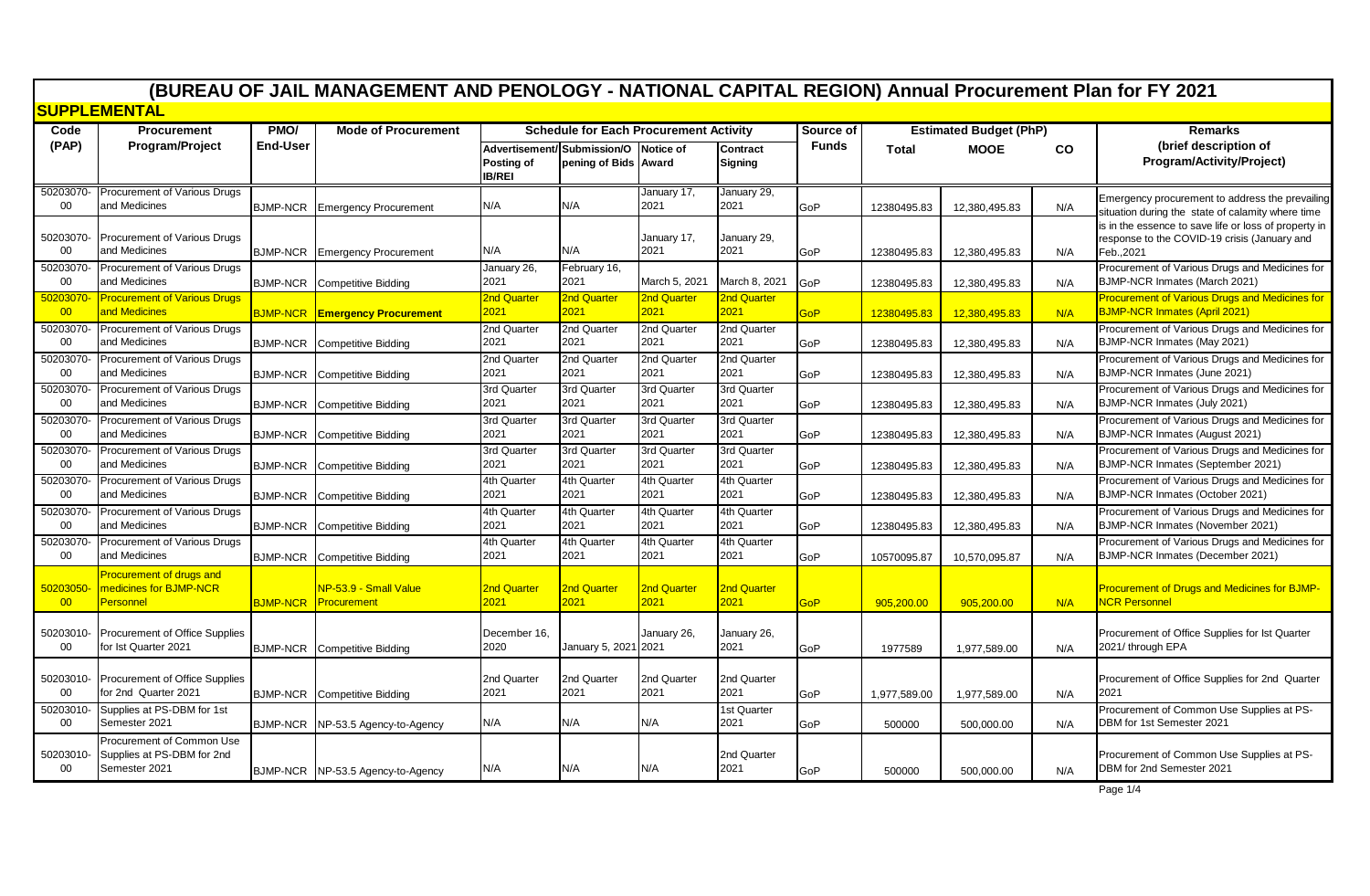# (BUREAU OF JAIL MANAGEMENT AND PENOLOGY - NATIONAL CAPITAL REGION) Annual Procurement Plan for FY 2021

## SUPPLEMENTAL

| Code (PAP) | Procurement Program/Project | PMO/ End-User | Mode of Procurement | Schedule for Each Procurement Activity | | | | Source of Funds | Estimated Budget (PhP) | | | Remarks (brief description of Program/Activity/Project) |
|---|---|---|---|---|---|---|---|---|---|---|---|---|
| | | | | Advertisement/ Posting of IB/REI | Submission/Opening of Bids | Notice of Award | Contract Signing | | Total | MOOE | CO | |
| 50203070-00 | Procurement of Various Drugs and Medicines | BJMP-NCR | Emergency Procurement | N/A | N/A | January 17, 2021 | January 29, 2021 | GoP | 12380495.83 | 12,380,495.83 | N/A | Emergency procurement to address the prevailing situation during the state of calamity where time |
| 50203070-00 | Procurement of Various Drugs and Medicines | BJMP-NCR | Emergency Procurement | N/A | N/A | January 17, 2021 | January 29, 2021 | GoP | 12380495.83 | 12,380,495.83 | N/A | is in the essence to save life or loss of property in response to the COVID-19 crisis (January and Feb.,2021 |
| 50203070-00 | Procurement of Various Drugs and Medicines | BJMP-NCR | Competitive Bidding | January 26, 2021 | February 16, 2021 | March 5, 2021 | March 8, 2021 | GoP | 12380495.83 | 12,380,495.83 | N/A | Procurement of Various Drugs and Medicines for BJMP-NCR Inmates (March 2021) |
| 50203070-00 | Procurement of Various Drugs and Medicines | BJMP-NCR | Emergency Procurement | 2nd Quarter 2021 | 2nd Quarter 2021 | 2nd Quarter 2021 | 2nd Quarter 2021 | GoP | 12380495.83 | 12,380,495.83 | N/A | Procurement of Various Drugs and Medicines for BJMP-NCR Inmates (April 2021) |
| 50203070-00 | Procurement of Various Drugs and Medicines | BJMP-NCR | Competitive Bidding | 2nd Quarter 2021 | 2nd Quarter 2021 | 2nd Quarter 2021 | 2nd Quarter 2021 | GoP | 12380495.83 | 12,380,495.83 | N/A | Procurement of Various Drugs and Medicines for BJMP-NCR Inmates (May 2021) |
| 50203070-00 | Procurement of Various Drugs and Medicines | BJMP-NCR | Competitive Bidding | 2nd Quarter 2021 | 2nd Quarter 2021 | 2nd Quarter 2021 | 2nd Quarter 2021 | GoP | 12380495.83 | 12,380,495.83 | N/A | Procurement of Various Drugs and Medicines for BJMP-NCR Inmates (June 2021) |
| 50203070-00 | Procurement of Various Drugs and Medicines | BJMP-NCR | Competitive Bidding | 3rd Quarter 2021 | 3rd Quarter 2021 | 3rd Quarter 2021 | 3rd Quarter 2021 | GoP | 12380495.83 | 12,380,495.83 | N/A | Procurement of Various Drugs and Medicines for BJMP-NCR Inmates (July 2021) |
| 50203070-00 | Procurement of Various Drugs and Medicines | BJMP-NCR | Competitive Bidding | 3rd Quarter 2021 | 3rd Quarter 2021 | 3rd Quarter 2021 | 3rd Quarter 2021 | GoP | 12380495.83 | 12,380,495.83 | N/A | Procurement of Various Drugs and Medicines for BJMP-NCR Inmates (August 2021) |
| 50203070-00 | Procurement of Various Drugs and Medicines | BJMP-NCR | Competitive Bidding | 3rd Quarter 2021 | 3rd Quarter 2021 | 3rd Quarter 2021 | 3rd Quarter 2021 | GoP | 12380495.83 | 12,380,495.83 | N/A | Procurement of Various Drugs and Medicines for BJMP-NCR Inmates (September 2021) |
| 50203070-00 | Procurement of Various Drugs and Medicines | BJMP-NCR | Competitive Bidding | 4th Quarter 2021 | 4th Quarter 2021 | 4th Quarter 2021 | 4th Quarter 2021 | GoP | 12380495.83 | 12,380,495.83 | N/A | Procurement of Various Drugs and Medicines for BJMP-NCR Inmates (October 2021) |
| 50203070-00 | Procurement of Various Drugs and Medicines | BJMP-NCR | Competitive Bidding | 4th Quarter 2021 | 4th Quarter 2021 | 4th Quarter 2021 | 4th Quarter 2021 | GoP | 12380495.83 | 12,380,495.83 | N/A | Procurement of Various Drugs and Medicines for BJMP-NCR Inmates (November 2021) |
| 50203070-00 | Procurement of Various Drugs and Medicines | BJMP-NCR | Competitive Bidding | 4th Quarter 2021 | 4th Quarter 2021 | 4th Quarter 2021 | 4th Quarter 2021 | GoP | 10570095.87 | 10,570,095.87 | N/A | Procurement of Various Drugs and Medicines for BJMP-NCR Inmates (December 2021) |
| 50203050-00 | Procurement of drugs and medicines for BJMP-NCR Personnel | BJMP-NCR | NP-53.9 - Small Value Procurement | 2nd Quarter 2021 | 2nd Quarter 2021 | 2nd Quarter 2021 | 2nd Quarter 2021 | GoP | 905,200.00 | 905,200.00 | N/A | Procurement of Drugs and Medicines for BJMP-NCR Personnel |
| 50203010-00 | Procurement of Office Supplies for Ist Quarter 2021 | BJMP-NCR | Competitive Bidding | December 16, 2020 | January 5, 2021 | January 26, 2021 | January 26, 2021 | GoP | 1977589 | 1,977,589.00 | N/A | Procurement of Office Supplies for Ist Quarter 2021/ through EPA |
| 50203010-00 | Procurement of Office Supplies for 2nd Quarter 2021 | BJMP-NCR | Competitive Bidding | 2nd Quarter 2021 | 2nd Quarter 2021 | 2nd Quarter 2021 | 2nd Quarter 2021 | GoP | 1,977,589.00 | 1,977,589.00 | N/A | Procurement of Office Supplies for 2nd Quarter 2021 |
| 50203010-00 | Supplies at PS-DBM for 1st Semester 2021 | BJMP-NCR | NP-53.5 Agency-to-Agency | N/A | N/A | N/A | 1st Quarter 2021 | GoP | 500000 | 500,000.00 | N/A | Procurement of Common Use Supplies at PS-DBM for 1st Semester 2021 |
| 50203010-00 | Procurement of Common Use Supplies at PS-DBM for 2nd Semester 2021 | BJMP-NCR | NP-53.5 Agency-to-Agency | N/A | N/A | N/A | 2nd Quarter 2021 | GoP | 500000 | 500,000.00 | N/A | Procurement of Common Use Supplies at PS-DBM for 2nd Semester 2021 |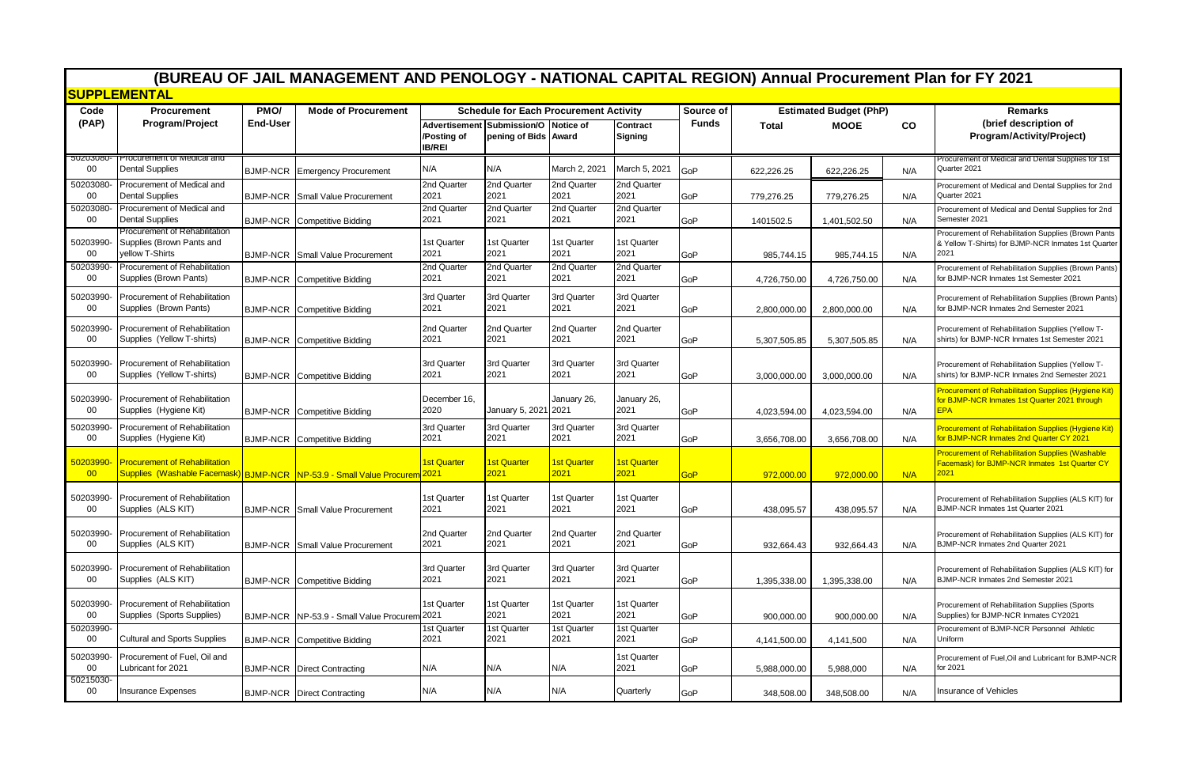# (BUREAU OF JAIL MANAGEMENT AND PENOLOGY - NATIONAL CAPITAL REGION) Annual Procurement Plan for FY 2021

## SUPPLEMENTAL

| Code (PAP) | Procurement Program/Project | PMO/ End-User | Mode of Procurement | Schedule for Each Procurement Activity | | | | Source of Funds | Estimated Budget (PhP) | | | Remarks (brief description of Program/Activity/Project) |
|---|---|---|---|---|---|---|---|---|---|---|---|---|
| | | | | Advertisement /Posting of IB/REI | Submission/Opening of Bids | Notice of Award | Contract Signing | | Total | MOOE | CO | |
| 50203080-00 | Procurement of Medical and Dental Supplies | BJMP-NCR | Emergency Procurement | N/A | N/A | March 2, 2021 | March 5, 2021 | GoP | 622,226.25 | 622,226.25 | N/A | Procurement of Medical and Dental Supplies for 1st Quarter 2021 |
| 50203080-00 | Procurement of Medical and Dental Supplies | BJMP-NCR | Small Value Procurement | 2nd Quarter 2021 | 2nd Quarter 2021 | 2nd Quarter 2021 | 2nd Quarter 2021 | GoP | 779,276.25 | 779,276.25 | N/A | Procurement of Medical and Dental Supplies for 2nd Quarter 2021 |
| 50203080-00 | Procurement of Medical and Dental Supplies | BJMP-NCR | Competitive Bidding | 2nd Quarter 2021 | 2nd Quarter 2021 | 2nd Quarter 2021 | 2nd Quarter 2021 | GoP | 1401502.5 | 1,401,502.50 | N/A | Procurement of Medical and Dental Supplies for 2nd Semester 2021 |
| 50203990-00 | Procurement of Rehabilitation Supplies (Brown Pants and yellow T-Shirts | BJMP-NCR | Small Value Procurement | 1st Quarter 2021 | 1st Quarter 2021 | 1st Quarter 2021 | 1st Quarter 2021 | GoP | 985,744.15 | 985,744.15 | N/A | Procurement of Rehabilitation Supplies (Brown Pants & Yellow T-Shirts) for BJMP-NCR Inmates 1st Quarter 2021 |
| 50203990-00 | Procurement of Rehabilitation Supplies (Brown Pants) | BJMP-NCR | Competitive Bidding | 2nd Quarter 2021 | 2nd Quarter 2021 | 2nd Quarter 2021 | 2nd Quarter 2021 | GoP | 4,726,750.00 | 4,726,750.00 | N/A | Procurement of Rehabilitation Supplies (Brown Pants) for BJMP-NCR Inmates 1st Semester 2021 |
| 50203990-00 | Procurement of Rehabilitation Supplies (Brown Pants) | BJMP-NCR | Competitive Bidding | 3rd Quarter 2021 | 3rd Quarter 2021 | 3rd Quarter 2021 | 3rd Quarter 2021 | GoP | 2,800,000.00 | 2,800,000.00 | N/A | Procurement of Rehabilitation Supplies (Brown Pants) for BJMP-NCR Inmates 2nd Semester 2021 |
| 50203990-00 | Procurement of Rehabilitation Supplies (Yellow T-shirts) | BJMP-NCR | Competitive Bidding | 2nd Quarter 2021 | 2nd Quarter 2021 | 2nd Quarter 2021 | 2nd Quarter 2021 | GoP | 5,307,505.85 | 5,307,505.85 | N/A | Procurement of Rehabilitation Supplies (Yellow T-shirts) for BJMP-NCR Inmates 1st Semester 2021 |
| 50203990-00 | Procurement of Rehabilitation Supplies (Yellow T-shirts) | BJMP-NCR | Competitive Bidding | 3rd Quarter 2021 | 3rd Quarter 2021 | 3rd Quarter 2021 | 3rd Quarter 2021 | GoP | 3,000,000.00 | 3,000,000.00 | N/A | Procurement of Rehabilitation Supplies (Yellow T-shirts) for BJMP-NCR Inmates 2nd Semester 2021 |
| 50203990-00 | Procurement of Rehabilitation Supplies (Hygiene Kit) | BJMP-NCR | Competitive Bidding | December 16, 2020 | January 5, 2021 | January 26, 2021 | January 26, 2021 | GoP | 4,023,594.00 | 4,023,594.00 | N/A | Procurement of Rehabilitation Supplies (Hygiene Kit) for BJMP-NCR Inmates 1st Quarter 2021 through EPA |
| 50203990-00 | Procurement of Rehabilitation Supplies (Hygiene Kit) | BJMP-NCR | Competitive Bidding | 3rd Quarter 2021 | 3rd Quarter 2021 | 3rd Quarter 2021 | 3rd Quarter 2021 | GoP | 3,656,708.00 | 3,656,708.00 | N/A | Procurement of Rehabilitation Supplies (Hygiene Kit) for BJMP-NCR Inmates 2nd Quarter CY 2021 |
| 50203990-00 | Procurement of Rehabilitation Supplies (Washable Facemask) | BJMP-NCR | NP-53.9 - Small Value Procurement | 1st Quarter 2021 | 1st Quarter 2021 | 1st Quarter 2021 | 1st Quarter 2021 | GoP | 972,000.00 | 972,000.00 | N/A | Procurement of Rehabilitation Supplies (Washable Facemask) for BJMP-NCR Inmates 1st Quarter CY 2021 |
| 50203990-00 | Procurement of Rehabilitation Supplies (ALS KIT) | BJMP-NCR | Small Value Procurement | 1st Quarter 2021 | 1st Quarter 2021 | 1st Quarter 2021 | 1st Quarter 2021 | GoP | 438,095.57 | 438,095.57 | N/A | Procurement of Rehabilitation Supplies (ALS KIT) for BJMP-NCR Inmates 1st Quarter 2021 |
| 50203990-00 | Procurement of Rehabilitation Supplies (ALS KIT) | BJMP-NCR | Small Value Procurement | 2nd Quarter 2021 | 2nd Quarter 2021 | 2nd Quarter 2021 | 2nd Quarter 2021 | GoP | 932,664.43 | 932,664.43 | N/A | Procurement of Rehabilitation Supplies (ALS KIT) for BJMP-NCR Inmates 2nd Quarter 2021 |
| 50203990-00 | Procurement of Rehabilitation Supplies (ALS KIT) | BJMP-NCR | Competitive Bidding | 3rd Quarter 2021 | 3rd Quarter 2021 | 3rd Quarter 2021 | 3rd Quarter 2021 | GoP | 1,395,338.00 | 1,395,338.00 | N/A | Procurement of Rehabilitation Supplies (ALS KIT) for BJMP-NCR Inmates 2nd Semester 2021 |
| 50203990-00 | Procurement of Rehabilitation Supplies (Sports Supplies) | BJMP-NCR | NP-53.9 - Small Value Procurement | 1st Quarter 2021 | 1st Quarter 2021 | 1st Quarter 2021 | 1st Quarter 2021 | GoP | 900,000.00 | 900,000.00 | N/A | Procurement of Rehabilitation Supplies (Sports Supplies) for BJMP-NCR Inmates CY2021 |
| 50203990-00 | Cultural and Sports Supplies | BJMP-NCR | Competitive Bidding | 1st Quarter 2021 | 1st Quarter 2021 | 1st Quarter 2021 | 1st Quarter 2021 | GoP | 4,141,500.00 | 4,141,500 | N/A | Procurement of BJMP-NCR Personnel Athletic Uniform |
| 50203990-00 | Procurement of Fuel, Oil and Lubricant for 2021 | BJMP-NCR | Direct Contracting | N/A | N/A | N/A | 1st Quarter 2021 | GoP | 5,988,000.00 | 5,988,000 | N/A | Procurement of Fuel,Oil and Lubricant for BJMP-NCR for 2021 |
| 50215030-00 | Insurance Expenses | BJMP-NCR | Direct Contracting | N/A | N/A | N/A | Quarterly | GoP | 348,508.00 | 348,508.00 | N/A | Insurance of Vehicles |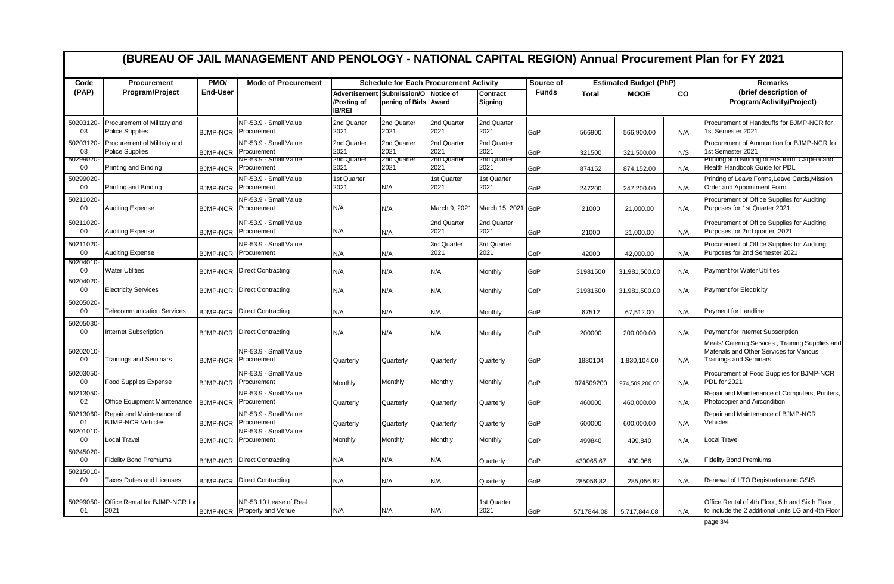# (BUREAU OF JAIL MANAGEMENT AND PENOLOGY - NATIONAL CAPITAL REGION) Annual Procurement Plan for FY 2021

| Code (PAP) | Procurement Program/Project | PMO/ End-User | Mode of Procurement | Schedule for Each Procurement Activity | | | | Source of Funds | Estimated Budget (PhP) | | | Remarks (brief description of Program/Activity/Project) |
|---|---|---|---|---|---|---|---|---|---|---|---|---|
| | | | | Advertisement /Posting of IB/REI | Submission/Opening of Bids | Notice of Award | Contract Signing | | Total | MOOE | CO | |
| 50203120-03 | Procurement of Military and Police Supplies | BJMP-NCR | NP-53.9 - Small Value Procurement | 2nd Quarter 2021 | 2nd Quarter 2021 | 2nd Quarter 2021 | 2nd Quarter 2021 | GoP | 566900 | 566,900.00 | N/A | Procurement of Handcuffs for BJMP-NCR for 1st Semester 2021 |
| 50203120-03 | Procurement of Military and Police Supplies | BJMP-NCR | NP-53.9 - Small Value Procurement | 2nd Quarter 2021 | 2nd Quarter 2021 | 2nd Quarter 2021 | 2nd Quarter 2021 | GoP | 321500 | 321,500.00 | N/S | Procurement of Ammunition for BJMP-NCR for 1st Semester 2021 |
| 50299020-00 | Printing and Binding | BJMP-NCR | NP-53.9 - Small Value Procurement | 2nd Quarter 2021 | 2nd Quarter 2021 | 2nd Quarter 2021 | 2nd Quarter 2021 | GoP | 874152 | 874,152.00 | N/A | Printing and Binding of HIS form, Carpeta and Health Handbook Guide for PDL |
| 50299020-00 | Printing and Binding | BJMP-NCR | NP-53.9 - Small Value Procurement | 1st Quarter 2021 | N/A | 1st Quarter 2021 | 1st Quarter 2021 | GoP | 247200 | 247,200.00 | N/A | Printing of Leave Forms,Leave Cards,Mission Order and Appointment Form |
| 50211020-00 | Auditing Expense | BJMP-NCR | NP-53.9 - Small Value Procurement | N/A | N/A | March 9, 2021 | March 15, 2021 | GoP | 21000 | 21,000.00 | N/A | Procurement of Office Supplies for Auditing Purposes for 1st Quarter 2021 |
| 50211020-00 | Auditing Expense | BJMP-NCR | NP-53.9 - Small Value Procurement | N/A | N/A | 2nd Quarter 2021 | 2nd Quarter 2021 | GoP | 21000 | 21,000.00 | N/A | Procurement of Office Supplies for Auditing Purposes for 2nd quarter 2021 |
| 50211020-00 | Auditing Expense | BJMP-NCR | NP-53.9 - Small Value Procurement | N/A | N/A | 3rd Quarter 2021 | 3rd Quarter 2021 | GoP | 42000 | 42,000.00 | N/A | Procurement of Office Supplies for Auditing Purposes for 2nd Semester 2021 |
| 50204010-00 | Water Utilities | BJMP-NCR | Direct Contracting | N/A | N/A | N/A | Monthly | GoP | 31981500 | 31,981,500.00 | N/A | Payment for Water Utilities |
| 50204020-00 | Electricity Services | BJMP-NCR | Direct Contracting | N/A | N/A | N/A | Monthly | GoP | 31981500 | 31,981,500.00 | N/A | Payment for Electricity |
| 50205020-00 | Telecommunication Services | BJMP-NCR | Direct Contracting | N/A | N/A | N/A | Monthly | GoP | 67512 | 67,512.00 | N/A | Payment for Landline |
| 50205030-00 | Internet Subscription | BJMP-NCR | Direct Contracting | N/A | N/A | N/A | Monthly | GoP | 200000 | 200,000.00 | N/A | Payment for Internet Subscription |
| 50202010-00 | Trainings and Seminars | BJMP-NCR | NP-53.9 - Small Value Procurement | Quarterly | Quarterly | Quarterly | Quarterly | GoP | 1830104 | 1,830,104.00 | N/A | Meals/ Catering Services , Training Supplies and Materials and Other Services for Various Trainings and Seminars |
| 50203050-00 | Food Supplies Expense | BJMP-NCR | NP-53.9 - Small Value Procurement | Monthly | Monthly | Monthly | Monthly | GoP | 974509200 | 974,509,200.00 | N/A | Procurement of Food Supplies for BJMP-NCR PDL for 2021 |
| 50213050-02 | Office Equipment Maintenance | BJMP-NCR | NP-53.9 - Small Value Procurement | Quarterly | Quarterly | Quarterly | Quarterly | GoP | 460000 | 460,000.00 | N/A | Repair and Maintenance of Computers, Printers, Photocopier and Aircondition |
| 50213060-01 | Repair and Maintenance of BJMP-NCR Vehicles | BJMP-NCR | NP-53.9 - Small Value Procurement | Quarterly | Quarterly | Quarterly | Quarterly | GoP | 600000 | 600,000.00 | N/A | Repair and Maintenance of BJMP-NCR Vehicles |
| 50201010-00 | Local Travel | BJMP-NCR | NP-53.9 - Small Value Procurement | Monthly | Monthly | Monthly | Monthly | GoP | 499840 | 499,840 | N/A | Local Travel |
| 50245020-00 | Fidelity Bond Premiums | BJMP-NCR | Direct Contracting | N/A | N/A | N/A | Quarterly | GoP | 430065.67 | 430,066 | N/A | Fidelity Bond Premiums |
| 50215010-00 | Taxes,Duties and Licenses | BJMP-NCR | Direct Contracting | N/A | N/A | N/A | Quarterly | GoP | 285056.82 | 285,056.82 | N/A | Renewal of LTO Registration and GSIS |
| 50299050-01 | Office Rental for BJMP-NCR for 2021 | BJMP-NCR | NP-53.10 Lease of Real Property and Venue | N/A | N/A | N/A | 1st Quarter 2021 | GoP | 5717844.08 | 5,717,844.08 | N/A | Office Rental of 4th Floor, 5th and Sixth Floor , to include the 2 additional units LG and 4th Floor |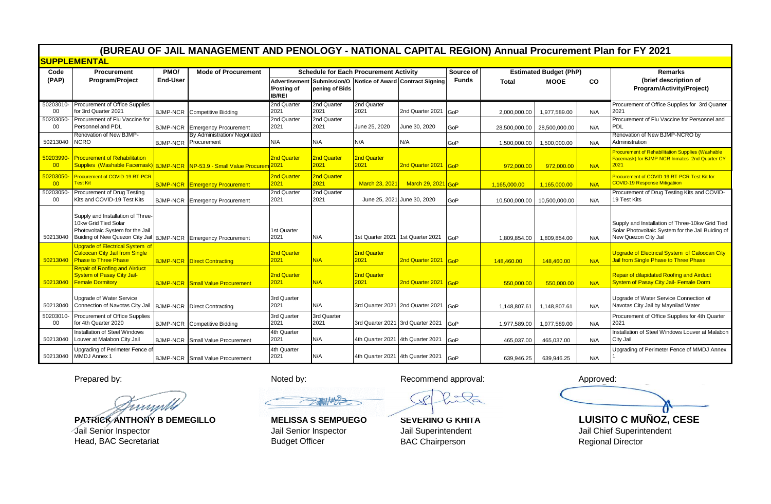# (BUREAU OF JAIL MANAGEMENT AND PENOLOGY - NATIONAL CAPITAL REGION) Annual Procurement Plan for FY 2021

## SUPPLEMENTAL

| Code (PAP) | Procurement Program/Project | PMO/ End-User | Mode of Procurement | Schedule for Each Procurement Activity | | | | Source of Funds | Estimated Budget (PhP) | | | Remarks (brief description of Program/Activity/Project) |
|---|---|---|---|---|---|---|---|---|---|---|---|---|
| | | | | Advertisement /Posting of IB/REI | Submission/Opening of Bids | Notice of Award | Contract Signing | | Total | MOOE | CO | |
| 50203010-00 | Procurement of Office Supplies for 3rd Quarter 2021 | BJMP-NCR | Competitive Bidding | 2nd Quarter 2021 | 2nd Quarter 2021 | 2nd Quarter 2021 | 2nd Quarter 2021 | GoP | 2,000,000.00 | 1,977,589.00 | N/A | Procurement of Office Supplies for 3rd Quarter 2021 |
| 50203050-00 | Procurement of Flu Vaccine for Personnel and PDL | BJMP-NCR | Emergency Procurement | 2nd Quarter 2021 | 2nd Quarter 2021 | June 25, 2020 | June 30, 2020 | GoP | 28,500,000.00 | 28,500,000.00 | N/A | Procurement of Flu Vaccine for Personnel and PDL |
| 50213040 | Renovation of New BJMP-NCRO | BJMP-NCR | By Administration/ Negotiated Procurement | N/A | N/A | N/A | N/A | GoP | 1,500,000.00 | 1,500,000.00 | N/A | Renovation of New BJMP-NCRO by Administration |
| 50203990-00 | Procurement of Rehabilitation Supplies (Washable Facemask) | BJMP-NCR | NP-53.9 - Small Value Procurement | 2nd Quarter 2021 | 2nd Quarter 2021 | 2nd Quarter 2021 | 2nd Quarter 2021 | GoP | 972,000.00 | 972,000.00 | N/A | Procurement of Rehabilitation Supplies (Washable Facemask) for BJMP-NCR Inmates 2nd Quarter CY 2021 |
| 50203050-00 | Procurement of COVID-19 RT-PCR Test Kit | BJMP-NCR | Emergency Procurement | 2nd Quarter 2021 | 2nd Quarter 2021 | March 23, 2021 | March 29, 2021 | GoP | 1,165,000.00 | 1,165,000.00 | N/A | Procurement of COVID-19 RT-PCR Test Kit for COVID-19 Response Mitigatiion |
| 50203050-00 | Procurement of Drug Testing Kits and COVID-19 Test Kits | BJMP-NCR | Emergency Procurement | 2nd Quarter 2021 | 2nd Quarter 2021 | June 25, 2021 | June 30, 2020 | GoP | 10,500,000.00 | 10,500,000.00 | N/A | Procurement of Drug Testing Kits and COVID-19 Test Kits |
| 50213040 | Supply and Installation of Three-10kw Grid Tied Solar Photovoltaic System for the Jail Buiding of New Quezon City Jail | BJMP-NCR | Emergency Procurement | 1st Quarter 2021 | N/A | 1st Quarter 2021 | 1st Quarter 2021 | GoP | 1,809,854.00 | 1,809,854.00 | N/A | Supply and Installation of Three-10kw Grid Tied Solar Photovoltaic System for the Jail Buiding of New Quezon City Jail |
| 50213040 | Upgrade of Electrical System of Caloocan City Jail from Single Phase to Three Phase | BJMP-NCR | Direct Contracting | 2nd Quarter 2021 | N/A | 2nd Quarter 2021 | 2nd Quarter 2021 | GoP | 148,460.00 | 148,460.00 | N/A | Upgrade of Electrical System of Caloocan City Jail from Single Phase to Three Phase |
| 50213040 | Repair of Roofing and Airduct System of Pasay City Jail- Female Dormitory | BJMP-NCR | Small Value Procurement | 2nd Quarter 2021 | N/A | 2nd Quarter 2021 | 2nd Quarter 2021 | GoP | 550,000.00 | 550,000.00 | N/A | Repair of dilapidated Roofing and Airduct System of Pasay City Jail- Female Dorm |
| 50213040 | Upgrade of Water Service Connection of Navotas City Jail | BJMP-NCR | Direct Contracting | 3rd Quarter 2021 | N/A | 3rd Quarter 2021 | 2nd Quarter 2021 | GoP | 1,148,807.61 | 1,148,807.61 | N/A | Upgrade of Water Service Connection of Navotas City Jail by Maynilad Water |
| 50203010-00 | Procurement of Office Supplies for 4th Quarter 2020 | BJMP-NCR | Competitive Bidding | 3rd Quarter 2021 | 3rd Quarter 2021 | 3rd Quarter 2021 | 3rd Quarter 2021 | GoP | 1,977,589.00 | 1,977,589.00 | N/A | Procurement of Office Supplies for 4th Quarter 2021 |
| 50213040 | Installation of Steel Windows Louver at Malabon City Jail | BJMP-NCR | Small Value Procurement | 4th Quarter 2021 | N/A | 4th Quarter 2021 | 4th Quarter 2021 | GoP | 465,037.00 | 465,037.00 | N/A | Installation of Steel Windows Louver at Malabon City Jail |
| 50213040 | Upgrading of Perimeter Fence of MMDJ Annex 1 | BJMP-NCR | Small Value Procurement | 4th Quarter 2021 | N/A | 4th Quarter 2021 | 4th Quarter 2021 | GoP | 639,946.25 | 639,946.25 | N/A | Upgrading of Perimeter Fence of MMDJ Annex 1 |

Prepared by:

**PATRICK ANTHONY B DEMEGILLO**
Jail Senior Inspector
Head, BAC Secretariat

Noted by:

**MELISSA S SEMPUEGO**
Jail Senior Inspector
Budget Officer

Recommend approval:

**SEVERINO G KHITA**
Jail Superintendent
BAC Chairperson

Approved:

**LUISITO C MUÑOZ, CESE**
Jail Chief Superintendent
Regional Director